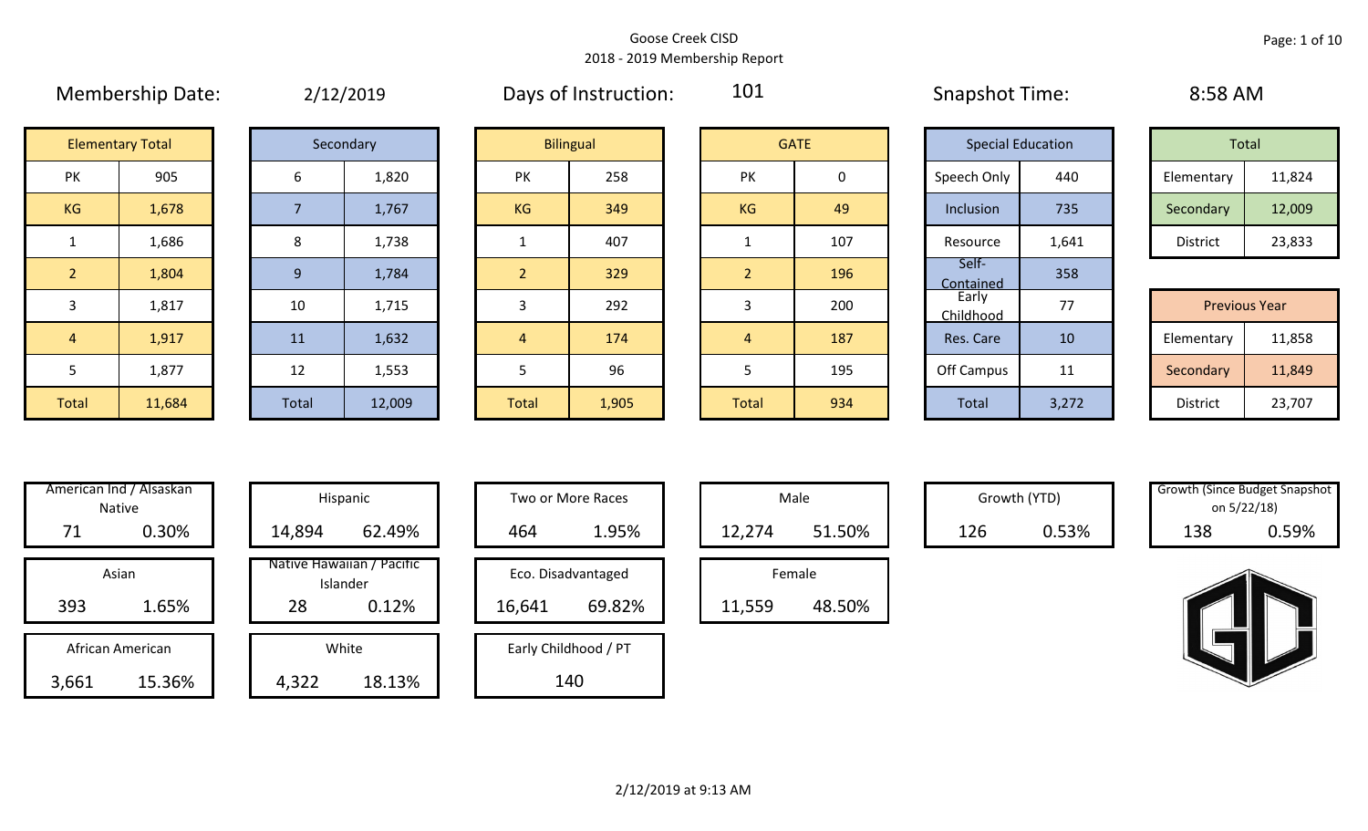# Goose Creek CISD
## 2018 - 2019 Membership Report

**Membership Date:** 2/12/2019 | **Days of Instruction:** 101 | **Snapshot Time:** 8:58 AM

| Elementary Total | |
|---|---|
| PK | 905 |
| KG | 1,678 |
| 1 | 1,686 |
| 2 | 1,804 |
| 3 | 1,817 |
| 4 | 1,917 |
| 5 | 1,877 |
| Total | 11,684 |

| Secondary | |
|---|---|
| 6 | 1,820 |
| 7 | 1,767 |
| 8 | 1,738 |
| 9 | 1,784 |
| 10 | 1,715 |
| 11 | 1,632 |
| 12 | 1,553 |
| Total | 12,009 |

| Bilingual | |
|---|---|
| PK | 258 |
| KG | 349 |
| 1 | 407 |
| 2 | 329 |
| 3 | 292 |
| 4 | 174 |
| 5 | 96 |
| Total | 1,905 |

| GATE | |
|---|---|
| PK | 0 |
| KG | 49 |
| 1 | 107 |
| 2 | 196 |
| 3 | 200 |
| 4 | 187 |
| 5 | 195 |
| Total | 934 |

| Special Education | |
|---|---|
| Speech Only | 440 |
| Inclusion | 735 |
| Resource | 1,641 |
| Self-Contained | 358 |
| Early Childhood | 77 |
| Res. Care | 10 |
| Off Campus | 11 |
| Total | 3,272 |

| Total | |
|---|---|
| Elementary | 11,824 |
| Secondary | 12,009 |
| District | 23,833 |

| Previous Year | |
|---|---|
| Elementary | 11,858 |
| Secondary | 11,849 |
| District | 23,707 |

| American Ind / Alsaskan Native | |
|---|---|
| 71 | 0.30% |

| Asian | |
|---|---|
| 393 | 1.65% |

| African American | |
|---|---|
| 3,661 | 15.36% |

| Hispanic | |
|---|---|
| 14,894 | 62.49% |

| Native Hawaiian / Pacific Islander | |
|---|---|
| 28 | 0.12% |

| White | |
|---|---|
| 4,322 | 18.13% |

| Two or More Races | |
|---|---|
| 464 | 1.95% |

| Eco. Disadvantaged | |
|---|---|
| 16,641 | 69.82% |

| Early Childhood / PT |
|---|
| 140 |

| Male | |
|---|---|
| 12,274 | 51.50% |

| Female | |
|---|---|
| 11,559 | 48.50% |

| Growth (YTD) | |
|---|---|
| 126 | 0.53% |

| Growth (Since Budget Snapshot on 5/22/18) | |
|---|---|
| 138 | 0.59% |

2/12/2019 at 9:13 AM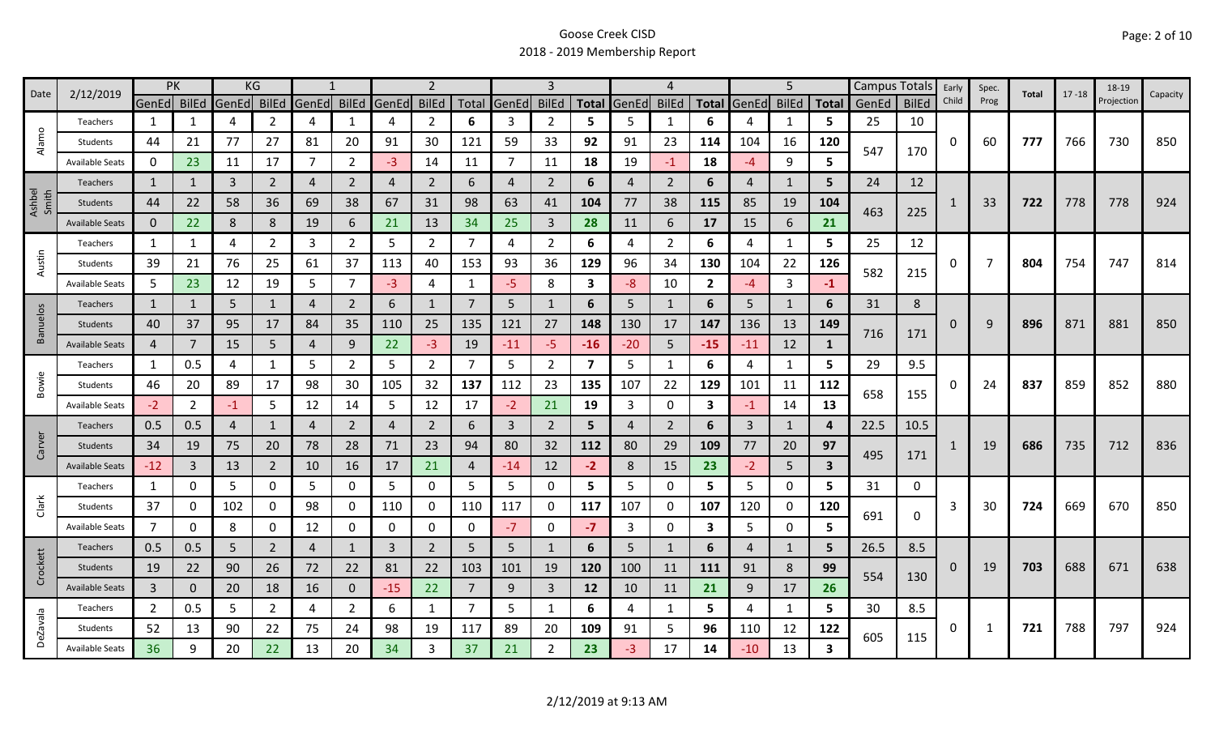# Goose Creek CISD

## 2018 - 2019 Membership Report

| Date | 2/12/2019 | PK | | KG | | 1 | | 2 | | | 3 | | | 4 | | | 5 | | | Campus Totals | | Early Child | Spec. Prog | Total | 17 -18 | 18-19 Projection | Capacity |
|---|---|---|---|---|---|---|---|---|---|---|---|---|---|---|---|---|---|---|---|---|---|---|---|---|---|---|---|
| | | GenEd | BilEd | GenEd | BilEd | GenEd | BilEd | GenEd | BilEd | Total | GenEd | BilEd | Total | GenEd | BilEd | Total | GenEd | BilEd | Total | GenEd | BilEd | | | | | | |
| Alamo | Teachers | 1 | 1 | 4 | 2 | 4 | 1 | 4 | 2 | 6 | 3 | 2 | 5 | 5 | 1 | 6 | 4 | 1 | 5 | 25 | 10 | 0 | 60 | 777 | 766 | 730 | 850 |
| | Students | 44 | 21 | 77 | 27 | 81 | 20 | 91 | 30 | 121 | 59 | 33 | 92 | 91 | 23 | 114 | 104 | 16 | 120 | 547 | 170 | | | | | | |
| | Available Seats | 0 | 23 | 11 | 17 | 7 | 2 | -3 | 14 | 11 | 7 | 11 | 18 | 19 | -1 | 18 | -4 | 9 | 5 | | | | | | | | |
| Ashbel Smith | Teachers | 1 | 1 | 3 | 2 | 4 | 2 | 4 | 2 | 6 | 4 | 2 | 6 | 4 | 2 | 6 | 4 | 1 | 5 | 24 | 12 | 1 | 33 | 722 | 778 | 778 | 924 |
| | Students | 44 | 22 | 58 | 36 | 69 | 38 | 67 | 31 | 98 | 63 | 41 | 104 | 77 | 38 | 115 | 85 | 19 | 104 | 463 | 225 | | | | | | |
| | Available Seats | 0 | 22 | 8 | 8 | 19 | 6 | 21 | 13 | 34 | 25 | 3 | 28 | 11 | 6 | 17 | 15 | 6 | 21 | | | | | | | | |
| Austin | Teachers | 1 | 1 | 4 | 2 | 3 | 2 | 5 | 2 | 7 | 4 | 2 | 6 | 4 | 2 | 6 | 4 | 1 | 5 | 25 | 12 | 0 | 7 | 804 | 754 | 747 | 814 |
| | Students | 39 | 21 | 76 | 25 | 61 | 37 | 113 | 40 | 153 | 93 | 36 | 129 | 96 | 34 | 130 | 104 | 22 | 126 | 582 | 215 | | | | | | |
| | Available Seats | 5 | 23 | 12 | 19 | 5 | 7 | -3 | 4 | 1 | -5 | 8 | 3 | -8 | 10 | 2 | -4 | 3 | -1 | | | | | | | | |
| Banuelos | Teachers | 1 | 1 | 5 | 1 | 4 | 2 | 6 | 1 | 7 | 5 | 1 | 6 | 5 | 1 | 6 | 5 | 1 | 6 | 31 | 8 | 0 | 9 | 896 | 871 | 881 | 850 |
| | Students | 40 | 37 | 95 | 17 | 84 | 35 | 110 | 25 | 135 | 121 | 27 | 148 | 130 | 17 | 147 | 136 | 13 | 149 | 716 | 171 | | | | | | |
| | Available Seats | 4 | 7 | 15 | 5 | 4 | 9 | 22 | -3 | 19 | -11 | -5 | -16 | -20 | 5 | -15 | -11 | 12 | 1 | | | | | | | | |
| Bowie | Teachers | 1 | 0.5 | 4 | 1 | 5 | 2 | 5 | 2 | 7 | 5 | 2 | 7 | 5 | 1 | 6 | 4 | 1 | 5 | 29 | 9.5 | 0 | 24 | 837 | 859 | 852 | 880 |
| | Students | 46 | 20 | 89 | 17 | 98 | 30 | 105 | 32 | 137 | 112 | 23 | 135 | 107 | 22 | 129 | 101 | 11 | 112 | 658 | 155 | | | | | | |
| | Available Seats | -2 | 2 | -1 | 5 | 12 | 14 | 5 | 12 | 17 | -2 | 21 | 19 | 3 | 0 | 3 | -1 | 14 | 13 | | | | | | | | |
| Carver | Teachers | 0.5 | 0.5 | 4 | 1 | 4 | 2 | 4 | 2 | 6 | 3 | 2 | 5 | 4 | 2 | 6 | 3 | 1 | 4 | 22.5 | 10.5 | 1 | 19 | 686 | 735 | 712 | 836 |
| | Students | 34 | 19 | 75 | 20 | 78 | 28 | 71 | 23 | 94 | 80 | 32 | 112 | 80 | 29 | 109 | 77 | 20 | 97 | 495 | 171 | | | | | | |
| | Available Seats | -12 | 3 | 13 | 2 | 10 | 16 | 17 | 21 | 4 | -14 | 12 | -2 | 8 | 15 | 23 | -2 | 5 | 3 | | | | | | | | |
| Clark | Teachers | 1 | 0 | 5 | 0 | 5 | 0 | 5 | 0 | 5 | 5 | 0 | 5 | 5 | 0 | 5 | 5 | 0 | 5 | 31 | 0 | 3 | 30 | 724 | 669 | 670 | 850 |
| | Students | 37 | 0 | 102 | 0 | 98 | 0 | 110 | 0 | 110 | 117 | 0 | 117 | 107 | 0 | 107 | 120 | 0 | 120 | 691 | 0 | | | | | | |
| | Available Seats | 7 | 0 | 8 | 0 | 12 | 0 | 0 | 0 | 0 | -7 | 0 | -7 | 3 | 0 | 3 | 5 | 0 | 5 | | | | | | | | |
| Crockett | Teachers | 0.5 | 0.5 | 5 | 2 | 4 | 1 | 3 | 2 | 5 | 5 | 1 | 6 | 5 | 1 | 6 | 4 | 1 | 5 | 26.5 | 8.5 | 0 | 19 | 703 | 688 | 671 | 638 |
| | Students | 19 | 22 | 90 | 26 | 72 | 22 | 81 | 22 | 103 | 101 | 19 | 120 | 100 | 11 | 111 | 91 | 8 | 99 | 554 | 130 | | | | | | |
| | Available Seats | 3 | 0 | 20 | 18 | 16 | 0 | -15 | 22 | 7 | 9 | 3 | 12 | 10 | 11 | 21 | 9 | 17 | 26 | | | | | | | | |
| DeZavala | Teachers | 2 | 0.5 | 5 | 2 | 4 | 2 | 6 | 1 | 7 | 5 | 1 | 6 | 4 | 1 | 5 | 4 | 1 | 5 | 30 | 8.5 | 0 | 1 | 721 | 788 | 797 | 924 |
| | Students | 52 | 13 | 90 | 22 | 75 | 24 | 98 | 19 | 117 | 89 | 20 | 109 | 91 | 5 | 96 | 110 | 12 | 122 | 605 | 115 | | | | | | |
| | Available Seats | 36 | 9 | 20 | 22 | 13 | 20 | 34 | 3 | 37 | 21 | 2 | 23 | -3 | 17 | 14 | -10 | 13 | 3 | | | | | | | | |

2/12/2019 at 9:13 AM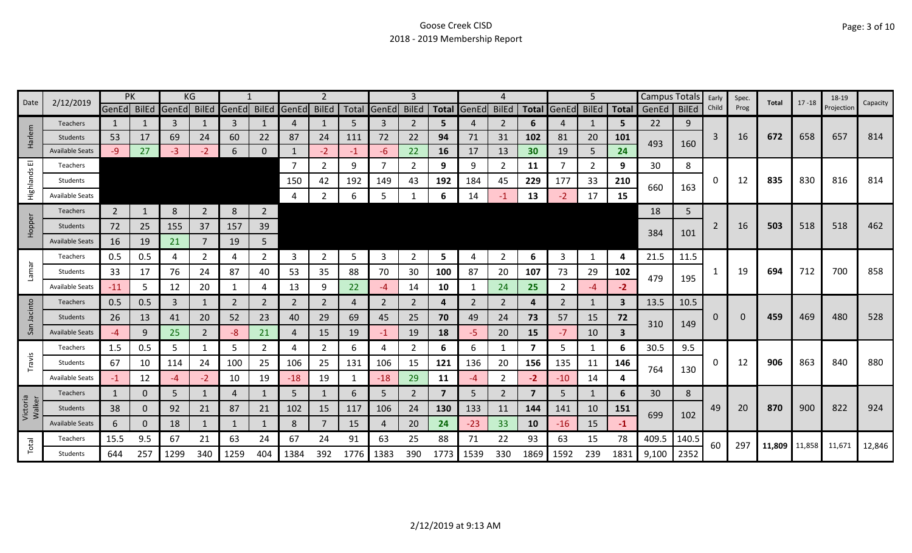Goose Creek CISD
2018 - 2019 Membership Report

| Date | 2/12/2019 | PK | | KG | | 1 | | 2 | | | 3 | | | 4 | | | 5 | | | Campus Totals | | Early Child | Spec. Prog | Total | 17 -18 | 18-19 Projection | Capacity |
|---|---|---|---|---|---|---|---|---|---|---|---|---|---|---|---|---|---|---|---|---|---|---|---|---|---|---|---|
| | | GenEd | BilEd | GenEd | BilEd | GenEd | BilEd | GenEd | BilEd | Total | GenEd | BilEd | Total | GenEd | BilEd | Total | GenEd | BilEd | Total | GenEd | BilEd | | | | | | |
| Harlem | Teachers | 1 | 1 | 3 | 1 | 3 | 1 | 4 | 1 | 5 | 3 | 2 | 5 | 4 | 2 | 6 | 4 | 1 | 5 | 22 | 9 | 3 | 16 | 672 | 658 | 657 | 814 |
| | Students | 53 | 17 | 69 | 24 | 60 | 22 | 87 | 24 | 111 | 72 | 22 | 94 | 71 | 31 | 102 | 81 | 20 | 101 | 493 | 160 | | | | | | |
| | Available Seats | -9 | 27 | -3 | -2 | 6 | 0 | 1 | -2 | -1 | -6 | 22 | 16 | 17 | 13 | 30 | 19 | 5 | 24 | | | | | | | | |
| Highlands El | Teachers | | | | | | | 7 | 2 | 9 | 7 | 2 | 9 | 9 | 2 | 11 | 7 | 2 | 9 | 30 | 8 | 0 | 12 | 835 | 830 | 816 | 814 |
| | Students | | | | | | | 150 | 42 | 192 | 149 | 43 | 192 | 184 | 45 | 229 | 177 | 33 | 210 | 660 | 163 | | | | | | |
| | Available Seats | | | | | | | 4 | 2 | 6 | 5 | 1 | 6 | 14 | -1 | 13 | -2 | 17 | 15 | | | | | | | | |
| Hopper | Teachers | 2 | 1 | 8 | 2 | 8 | 2 | | | | | | | | | | | | | 18 | 5 | 2 | 16 | 503 | 518 | 518 | 462 |
| | Students | 72 | 25 | 155 | 37 | 157 | 39 | | | | | | | | | | | | | 384 | 101 | | | | | | |
| | Available Seats | 16 | 19 | 21 | 7 | 19 | 5 | | | | | | | | | | | | | | | | | | | | |
| Lamar | Teachers | 0.5 | 0.5 | 4 | 2 | 4 | 2 | 3 | 2 | 5 | 3 | 2 | 5 | 4 | 2 | 6 | 3 | 1 | 4 | 21.5 | 11.5 | 1 | 19 | 694 | 712 | 700 | 858 |
| | Students | 33 | 17 | 76 | 24 | 87 | 40 | 53 | 35 | 88 | 70 | 30 | 100 | 87 | 20 | 107 | 73 | 29 | 102 | 479 | 195 | | | | | | |
| | Available Seats | -11 | 5 | 12 | 20 | 1 | 4 | 13 | 9 | 22 | -4 | 14 | 10 | 1 | 24 | 25 | 2 | -4 | -2 | | | | | | | | |
| San Jacinto | Teachers | 0.5 | 0.5 | 3 | 1 | 2 | 2 | 2 | 2 | 4 | 2 | 2 | 4 | 2 | 2 | 4 | 2 | 1 | 3 | 13.5 | 10.5 | 0 | 0 | 459 | 469 | 480 | 528 |
| | Students | 26 | 13 | 41 | 20 | 52 | 23 | 40 | 29 | 69 | 45 | 25 | 70 | 49 | 24 | 73 | 57 | 15 | 72 | 310 | 149 | | | | | | |
| | Available Seats | -4 | 9 | 25 | 2 | -8 | 21 | 4 | 15 | 19 | -1 | 19 | 18 | -5 | 20 | 15 | -7 | 10 | 3 | | | | | | | | |
| Travis | Teachers | 1.5 | 0.5 | 5 | 1 | 5 | 2 | 4 | 2 | 6 | 4 | 2 | 6 | 6 | 1 | 7 | 5 | 1 | 6 | 30.5 | 9.5 | 0 | 12 | 906 | 863 | 840 | 880 |
| | Students | 67 | 10 | 114 | 24 | 100 | 25 | 106 | 25 | 131 | 106 | 15 | 121 | 136 | 20 | 156 | 135 | 11 | 146 | 764 | 130 | | | | | | |
| | Available Seats | -1 | 12 | -4 | -2 | 10 | 19 | -18 | 19 | 1 | -18 | 29 | 11 | -4 | 2 | -2 | -10 | 14 | 4 | | | | | | | | |
| Victoria Walker | Teachers | 1 | 0 | 5 | 1 | 4 | 1 | 5 | 1 | 6 | 5 | 2 | 7 | 5 | 2 | 7 | 5 | 1 | 6 | 30 | 8 | 49 | 20 | 870 | 900 | 822 | 924 |
| | Students | 38 | 0 | 92 | 21 | 87 | 21 | 102 | 15 | 117 | 106 | 24 | 130 | 133 | 11 | 144 | 141 | 10 | 151 | 699 | 102 | | | | | | |
| | Available Seats | 6 | 0 | 18 | 1 | 1 | 1 | 8 | 7 | 15 | 4 | 20 | 24 | -23 | 33 | 10 | -16 | 15 | -1 | | | | | | | | |
| Total | Teachers | 15.5 | 9.5 | 67 | 21 | 63 | 24 | 67 | 24 | 91 | 63 | 25 | 88 | 71 | 22 | 93 | 63 | 15 | 78 | 409.5 | 140.5 | 60 | 297 | 11,809 | 11,858 | 11,671 | 12,846 |
| | Students | 644 | 257 | 1299 | 340 | 1259 | 404 | 1384 | 392 | 1776 | 1383 | 390 | 1773 | 1539 | 330 | 1869 | 1592 | 239 | 1831 | 9,100 | 2352 | | | | | | |

2/12/2019 at 9:13 AM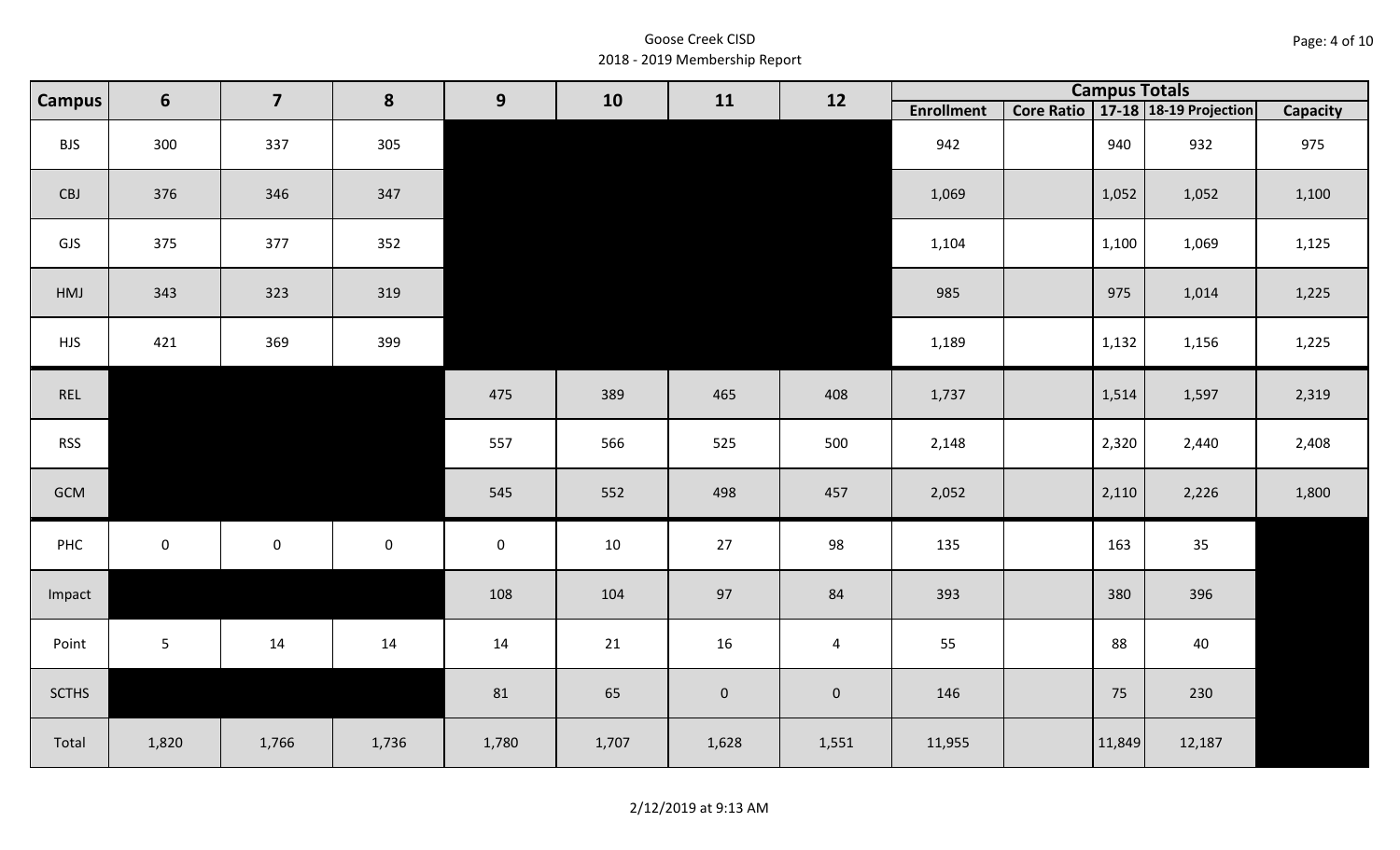Goose Creek CISD
2018 - 2019 Membership Report

| Campus | 6 | 7 | 8 | 9 | 10 | 11 | 12 | Campus Totals | | | | |
|---|---|---|---|---|---|---|---|---|---|---|---|---|
| | | | | | | | | Enrollment | Core Ratio | 17-18 | 18-19 Projection | Capacity |
| BJS | 300 | 337 | 305 | | | | | 942 | | 940 | 932 | 975 |
| CBJ | 376 | 346 | 347 | | | | | 1,069 | | 1,052 | 1,052 | 1,100 |
| GJS | 375 | 377 | 352 | | | | | 1,104 | | 1,100 | 1,069 | 1,125 |
| HMJ | 343 | 323 | 319 | | | | | 985 | | 975 | 1,014 | 1,225 |
| HJS | 421 | 369 | 399 | | | | | 1,189 | | 1,132 | 1,156 | 1,225 |
| REL | | | | 475 | 389 | 465 | 408 | 1,737 | | 1,514 | 1,597 | 2,319 |
| RSS | | | | 557 | 566 | 525 | 500 | 2,148 | | 2,320 | 2,440 | 2,408 |
| GCM | | | | 545 | 552 | 498 | 457 | 2,052 | | 2,110 | 2,226 | 1,800 |
| PHC | 0 | 0 | 0 | 0 | 10 | 27 | 98 | 135 | | 163 | 35 | |
| Impact | | | | 108 | 104 | 97 | 84 | 393 | | 380 | 396 | |
| Point | 5 | 14 | 14 | 14 | 21 | 16 | 4 | 55 | | 88 | 40 | |
| SCTHS | | | | 81 | 65 | 0 | 0 | 146 | | 75 | 230 | |
| Total | 1,820 | 1,766 | 1,736 | 1,780 | 1,707 | 1,628 | 1,551 | 11,955 | | 11,849 | 12,187 | |

2/12/2019 at 9:13 AM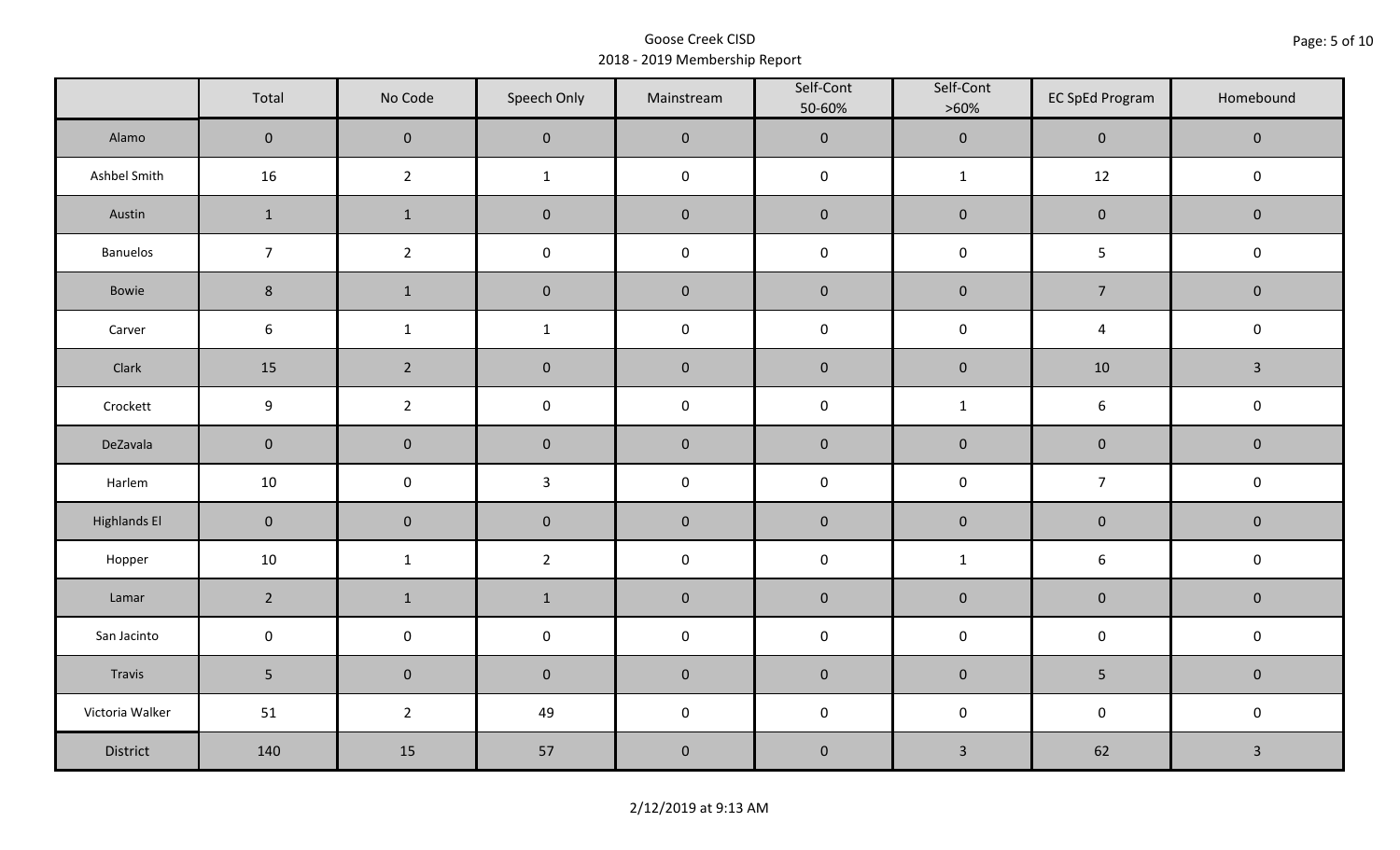Goose Creek CISD
2018 - 2019 Membership Report

| | Total | No Code | Speech Only | Mainstream | Self-Cont 50-60% | Self-Cont >60% | EC SpEd Program | Homebound |
|---|---|---|---|---|---|---|---|---|
| Alamo | 0 | 0 | 0 | 0 | 0 | 0 | 0 | 0 |
| Ashbel Smith | 16 | 2 | 1 | 0 | 0 | 1 | 12 | 0 |
| Austin | 1 | 1 | 0 | 0 | 0 | 0 | 0 | 0 |
| Banuelos | 7 | 2 | 0 | 0 | 0 | 0 | 5 | 0 |
| Bowie | 8 | 1 | 0 | 0 | 0 | 0 | 7 | 0 |
| Carver | 6 | 1 | 1 | 0 | 0 | 0 | 4 | 0 |
| Clark | 15 | 2 | 0 | 0 | 0 | 0 | 10 | 3 |
| Crockett | 9 | 2 | 0 | 0 | 0 | 1 | 6 | 0 |
| DeZavala | 0 | 0 | 0 | 0 | 0 | 0 | 0 | 0 |
| Harlem | 10 | 0 | 3 | 0 | 0 | 0 | 7 | 0 |
| Highlands El | 0 | 0 | 0 | 0 | 0 | 0 | 0 | 0 |
| Hopper | 10 | 1 | 2 | 0 | 0 | 1 | 6 | 0 |
| Lamar | 2 | 1 | 1 | 0 | 0 | 0 | 0 | 0 |
| San Jacinto | 0 | 0 | 0 | 0 | 0 | 0 | 0 | 0 |
| Travis | 5 | 0 | 0 | 0 | 0 | 0 | 5 | 0 |
| Victoria Walker | 51 | 2 | 49 | 0 | 0 | 0 | 0 | 0 |
| District | 140 | 15 | 57 | 0 | 0 | 3 | 62 | 3 |

2/12/2019 at 9:13 AM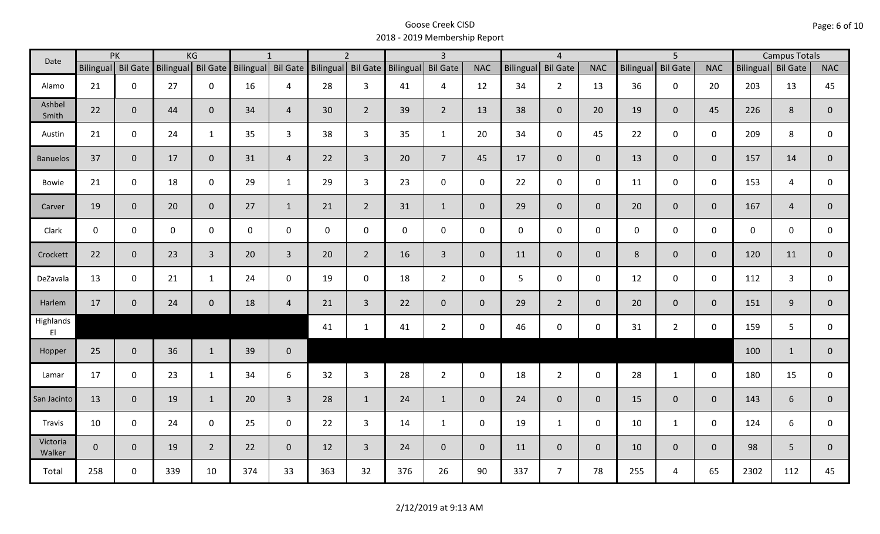# Goose Creek CISD
## 2018 - 2019 Membership Report

| Date | PK | | KG | | 1 | | 2 | | 3 | | | 4 | | | 5 | | | Campus Totals | | |
|---|---|---|---|---|---|---|---|---|---|---|---|---|---|---|---|---|---|---|---|---|
| | Bilingual | Bil Gate | Bilingual | Bil Gate | Bilingual | Bil Gate | Bilingual | Bil Gate | Bilingual | Bil Gate | NAC | Bilingual | Bil Gate | NAC | Bilingual | Bil Gate | NAC | Bilingual | Bil Gate | NAC |
| Alamo | 21 | 0 | 27 | 0 | 16 | 4 | 28 | 3 | 41 | 4 | 12 | 34 | 2 | 13 | 36 | 0 | 20 | 203 | 13 | 45 |
| Ashbel Smith | 22 | 0 | 44 | 0 | 34 | 4 | 30 | 2 | 39 | 2 | 13 | 38 | 0 | 20 | 19 | 0 | 45 | 226 | 8 | 0 |
| Austin | 21 | 0 | 24 | 1 | 35 | 3 | 38 | 3 | 35 | 1 | 20 | 34 | 0 | 45 | 22 | 0 | 0 | 209 | 8 | 0 |
| Banuelos | 37 | 0 | 17 | 0 | 31 | 4 | 22 | 3 | 20 | 7 | 45 | 17 | 0 | 0 | 13 | 0 | 0 | 157 | 14 | 0 |
| Bowie | 21 | 0 | 18 | 0 | 29 | 1 | 29 | 3 | 23 | 0 | 0 | 22 | 0 | 0 | 11 | 0 | 0 | 153 | 4 | 0 |
| Carver | 19 | 0 | 20 | 0 | 27 | 1 | 21 | 2 | 31 | 1 | 0 | 29 | 0 | 0 | 20 | 0 | 0 | 167 | 4 | 0 |
| Clark | 0 | 0 | 0 | 0 | 0 | 0 | 0 | 0 | 0 | 0 | 0 | 0 | 0 | 0 | 0 | 0 | 0 | 0 | 0 | 0 |
| Crockett | 22 | 0 | 23 | 3 | 20 | 3 | 20 | 2 | 16 | 3 | 0 | 11 | 0 | 0 | 8 | 0 | 0 | 120 | 11 | 0 |
| DeZavala | 13 | 0 | 21 | 1 | 24 | 0 | 19 | 0 | 18 | 2 | 0 | 5 | 0 | 0 | 12 | 0 | 0 | 112 | 3 | 0 |
| Harlem | 17 | 0 | 24 | 0 | 18 | 4 | 21 | 3 | 22 | 0 | 0 | 29 | 2 | 0 | 20 | 0 | 0 | 151 | 9 | 0 |
| Highlands El | | | | | | | 41 | 1 | 41 | 2 | 0 | 46 | 0 | 0 | 31 | 2 | 0 | 159 | 5 | 0 |
| Hopper | 25 | 0 | 36 | 1 | 39 | 0 | | | | | | | | | | | | 100 | 1 | 0 |
| Lamar | 17 | 0 | 23 | 1 | 34 | 6 | 32 | 3 | 28 | 2 | 0 | 18 | 2 | 0 | 28 | 1 | 0 | 180 | 15 | 0 |
| San Jacinto | 13 | 0 | 19 | 1 | 20 | 3 | 28 | 1 | 24 | 1 | 0 | 24 | 0 | 0 | 15 | 0 | 0 | 143 | 6 | 0 |
| Travis | 10 | 0 | 24 | 0 | 25 | 0 | 22 | 3 | 14 | 1 | 0 | 19 | 1 | 0 | 10 | 1 | 0 | 124 | 6 | 0 |
| Victoria Walker | 0 | 0 | 19 | 2 | 22 | 0 | 12 | 3 | 24 | 0 | 0 | 11 | 0 | 0 | 10 | 0 | 0 | 98 | 5 | 0 |
| Total | 258 | 0 | 339 | 10 | 374 | 33 | 363 | 32 | 376 | 26 | 90 | 337 | 7 | 78 | 255 | 4 | 65 | 2302 | 112 | 45 |

2/12/2019 at 9:13 AM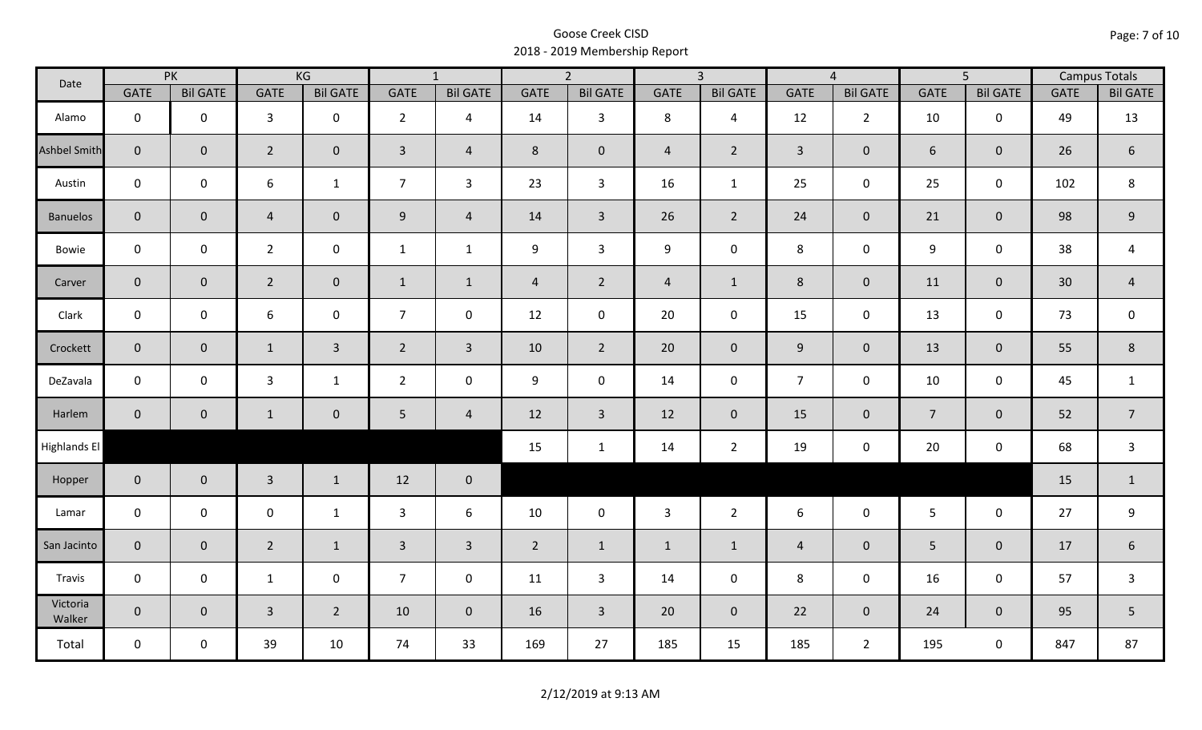Goose Creek CISD
2018 - 2019 Membership Report

| Date | PK | | KG | | 1 | | 2 | | 3 | | 4 | | 5 | | Campus Totals | |
|---|---|---|---|---|---|---|---|---|---|---|---|---|---|---|---|---|
| | GATE | Bil GATE | GATE | Bil GATE | GATE | Bil GATE | GATE | Bil GATE | GATE | Bil GATE | GATE | Bil GATE | GATE | Bil GATE | GATE | Bil GATE |
| Alamo | 0 | 0 | 3 | 0 | 2 | 4 | 14 | 3 | 8 | 4 | 12 | 2 | 10 | 0 | 49 | 13 |
| Ashbel Smith | 0 | 0 | 2 | 0 | 3 | 4 | 8 | 0 | 4 | 2 | 3 | 0 | 6 | 0 | 26 | 6 |
| Austin | 0 | 0 | 6 | 1 | 7 | 3 | 23 | 3 | 16 | 1 | 25 | 0 | 25 | 0 | 102 | 8 |
| Banuelos | 0 | 0 | 4 | 0 | 9 | 4 | 14 | 3 | 26 | 2 | 24 | 0 | 21 | 0 | 98 | 9 |
| Bowie | 0 | 0 | 2 | 0 | 1 | 1 | 9 | 3 | 9 | 0 | 8 | 0 | 9 | 0 | 38 | 4 |
| Carver | 0 | 0 | 2 | 0 | 1 | 1 | 4 | 2 | 4 | 1 | 8 | 0 | 11 | 0 | 30 | 4 |
| Clark | 0 | 0 | 6 | 0 | 7 | 0 | 12 | 0 | 20 | 0 | 15 | 0 | 13 | 0 | 73 | 0 |
| Crockett | 0 | 0 | 1 | 3 | 2 | 3 | 10 | 2 | 20 | 0 | 9 | 0 | 13 | 0 | 55 | 8 |
| DeZavala | 0 | 0 | 3 | 1 | 2 | 0 | 9 | 0 | 14 | 0 | 7 | 0 | 10 | 0 | 45 | 1 |
| Harlem | 0 | 0 | 1 | 0 | 5 | 4 | 12 | 3 | 12 | 0 | 15 | 0 | 7 | 0 | 52 | 7 |
| Highlands El | | | | | | | 15 | 1 | 14 | 2 | 19 | 0 | 20 | 0 | 68 | 3 |
| Hopper | 0 | 0 | 3 | 1 | 12 | 0 | | | | | | | | | 15 | 1 |
| Lamar | 0 | 0 | 0 | 1 | 3 | 6 | 10 | 0 | 3 | 2 | 6 | 0 | 5 | 0 | 27 | 9 |
| San Jacinto | 0 | 0 | 2 | 1 | 3 | 3 | 2 | 1 | 1 | 1 | 4 | 0 | 5 | 0 | 17 | 6 |
| Travis | 0 | 0 | 1 | 0 | 7 | 0 | 11 | 3 | 14 | 0 | 8 | 0 | 16 | 0 | 57 | 3 |
| Victoria Walker | 0 | 0 | 3 | 2 | 10 | 0 | 16 | 3 | 20 | 0 | 22 | 0 | 24 | 0 | 95 | 5 |
| Total | 0 | 0 | 39 | 10 | 74 | 33 | 169 | 27 | 185 | 15 | 185 | 2 | 195 | 0 | 847 | 87 |

2/12/2019 at 9:13 AM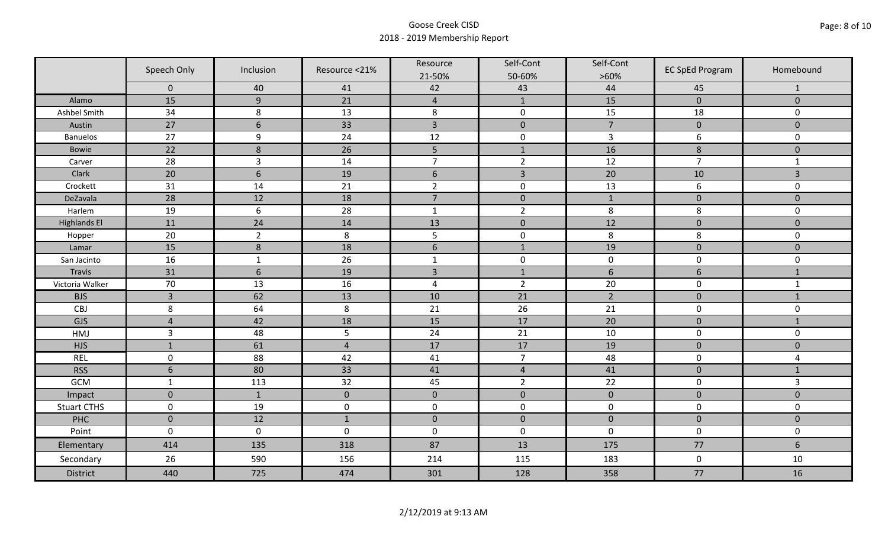# Goose Creek CISD
## 2018 - 2019 Membership Report

| | Speech Only | Inclusion | Resource <21% | Resource 21-50% | Self-Cont 50-60% | Self-Cont >60% | EC SpEd Program | Homebound |
|---|---|---|---|---|---|---|---|---|
| | 0 | 40 | 41 | 42 | 43 | 44 | 45 | 1 |
| Alamo | 15 | 9 | 21 | 4 | 1 | 15 | 0 | 0 |
| Ashbel Smith | 34 | 8 | 13 | 8 | 0 | 15 | 18 | 0 |
| Austin | 27 | 6 | 33 | 3 | 0 | 7 | 0 | 0 |
| Banuelos | 27 | 9 | 24 | 12 | 0 | 3 | 6 | 0 |
| Bowie | 22 | 8 | 26 | 5 | 1 | 16 | 8 | 0 |
| Carver | 28 | 3 | 14 | 7 | 2 | 12 | 7 | 1 |
| Clark | 20 | 6 | 19 | 6 | 3 | 20 | 10 | 3 |
| Crockett | 31 | 14 | 21 | 2 | 0 | 13 | 6 | 0 |
| DeZavala | 28 | 12 | 18 | 7 | 0 | 1 | 0 | 0 |
| Harlem | 19 | 6 | 28 | 1 | 2 | 8 | 8 | 0 |
| Highlands El | 11 | 24 | 14 | 13 | 0 | 12 | 0 | 0 |
| Hopper | 20 | 2 | 8 | 5 | 0 | 8 | 8 | 0 |
| Lamar | 15 | 8 | 18 | 6 | 1 | 19 | 0 | 0 |
| San Jacinto | 16 | 1 | 26 | 1 | 0 | 0 | 0 | 0 |
| Travis | 31 | 6 | 19 | 3 | 1 | 6 | 6 | 1 |
| Victoria Walker | 70 | 13 | 16 | 4 | 2 | 20 | 0 | 1 |
| BJS | 3 | 62 | 13 | 10 | 21 | 2 | 0 | 1 |
| CBJ | 8 | 64 | 8 | 21 | 26 | 21 | 0 | 0 |
| GJS | 4 | 42 | 18 | 15 | 17 | 20 | 0 | 1 |
| HMJ | 3 | 48 | 5 | 24 | 21 | 10 | 0 | 0 |
| HJS | 1 | 61 | 4 | 17 | 17 | 19 | 0 | 0 |
| REL | 0 | 88 | 42 | 41 | 7 | 48 | 0 | 4 |
| RSS | 6 | 80 | 33 | 41 | 4 | 41 | 0 | 1 |
| GCM | 1 | 113 | 32 | 45 | 2 | 22 | 0 | 3 |
| Impact | 0 | 1 | 0 | 0 | 0 | 0 | 0 | 0 |
| Stuart CTHS | 0 | 19 | 0 | 0 | 0 | 0 | 0 | 0 |
| PHC | 0 | 12 | 1 | 0 | 0 | 0 | 0 | 0 |
| Point | 0 | 0 | 0 | 0 | 0 | 0 | 0 | 0 |
| Elementary | 414 | 135 | 318 | 87 | 13 | 175 | 77 | 6 |
| Secondary | 26 | 590 | 156 | 214 | 115 | 183 | 0 | 10 |
| District | 440 | 725 | 474 | 301 | 128 | 358 | 77 | 16 |

2/12/2019 at 9:13 AM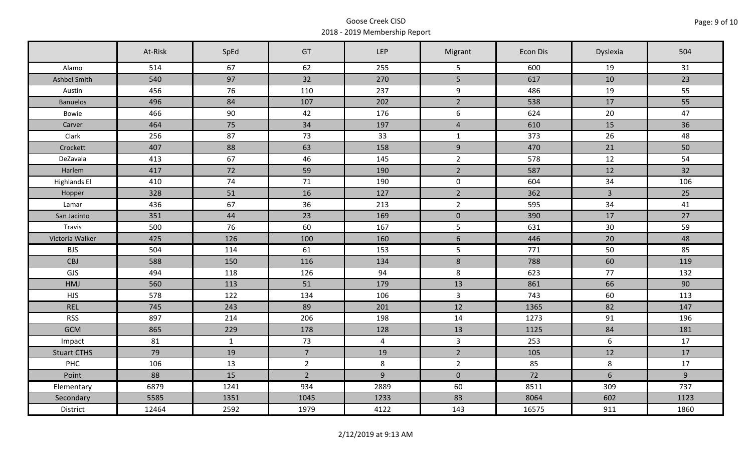Goose Creek CISD

2018 - 2019 Membership Report

| | At-Risk | SpEd | GT | LEP | Migrant | Econ Dis | Dyslexia | 504 |
|---|---|---|---|---|---|---|---|---|
| Alamo | 514 | 67 | 62 | 255 | 5 | 600 | 19 | 31 |
| Ashbel Smith | 540 | 97 | 32 | 270 | 5 | 617 | 10 | 23 |
| Austin | 456 | 76 | 110 | 237 | 9 | 486 | 19 | 55 |
| Banuelos | 496 | 84 | 107 | 202 | 2 | 538 | 17 | 55 |
| Bowie | 466 | 90 | 42 | 176 | 6 | 624 | 20 | 47 |
| Carver | 464 | 75 | 34 | 197 | 4 | 610 | 15 | 36 |
| Clark | 256 | 87 | 73 | 33 | 1 | 373 | 26 | 48 |
| Crockett | 407 | 88 | 63 | 158 | 9 | 470 | 21 | 50 |
| DeZavala | 413 | 67 | 46 | 145 | 2 | 578 | 12 | 54 |
| Harlem | 417 | 72 | 59 | 190 | 2 | 587 | 12 | 32 |
| Highlands El | 410 | 74 | 71 | 190 | 0 | 604 | 34 | 106 |
| Hopper | 328 | 51 | 16 | 127 | 2 | 362 | 3 | 25 |
| Lamar | 436 | 67 | 36 | 213 | 2 | 595 | 34 | 41 |
| San Jacinto | 351 | 44 | 23 | 169 | 0 | 390 | 17 | 27 |
| Travis | 500 | 76 | 60 | 167 | 5 | 631 | 30 | 59 |
| Victoria Walker | 425 | 126 | 100 | 160 | 6 | 446 | 20 | 48 |
| BJS | 504 | 114 | 61 | 153 | 5 | 771 | 50 | 85 |
| CBJ | 588 | 150 | 116 | 134 | 8 | 788 | 60 | 119 |
| GJS | 494 | 118 | 126 | 94 | 8 | 623 | 77 | 132 |
| HMJ | 560 | 113 | 51 | 179 | 13 | 861 | 66 | 90 |
| HJS | 578 | 122 | 134 | 106 | 3 | 743 | 60 | 113 |
| REL | 745 | 243 | 89 | 201 | 12 | 1365 | 82 | 147 |
| RSS | 897 | 214 | 206 | 198 | 14 | 1273 | 91 | 196 |
| GCM | 865 | 229 | 178 | 128 | 13 | 1125 | 84 | 181 |
| Impact | 81 | 1 | 73 | 4 | 3 | 253 | 6 | 17 |
| Stuart CTHS | 79 | 19 | 7 | 19 | 2 | 105 | 12 | 17 |
| PHC | 106 | 13 | 2 | 8 | 2 | 85 | 8 | 17 |
| Point | 88 | 15 | 2 | 9 | 0 | 72 | 6 | 9 |
| Elementary | 6879 | 1241 | 934 | 2889 | 60 | 8511 | 309 | 737 |
| Secondary | 5585 | 1351 | 1045 | 1233 | 83 | 8064 | 602 | 1123 |
| District | 12464 | 2592 | 1979 | 4122 | 143 | 16575 | 911 | 1860 |

2/12/2019 at 9:13 AM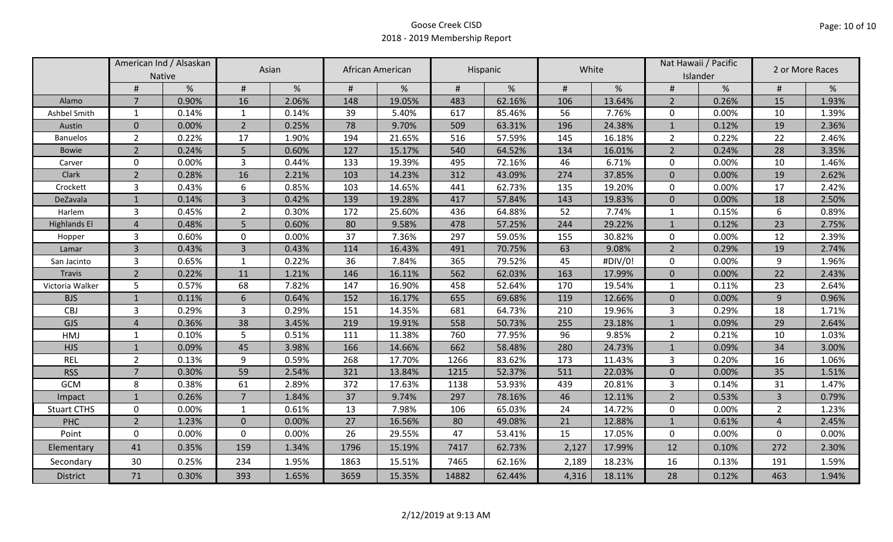Goose Creek CISD
2018 - 2019 Membership Report

| | American Ind / Alsaskan Native | | Asian | | African American | | Hispanic | | White | | Nat Hawaii / Pacific Islander | | 2 or More Races | |
|---|---|---|---|---|---|---|---|---|---|---|---|---|---|---|
| | # | % | # | % | # | % | # | % | # | % | # | % | # | % |
| Alamo | 7 | 0.90% | 16 | 2.06% | 148 | 19.05% | 483 | 62.16% | 106 | 13.64% | 2 | 0.26% | 15 | 1.93% |
| Ashbel Smith | 1 | 0.14% | 1 | 0.14% | 39 | 5.40% | 617 | 85.46% | 56 | 7.76% | 0 | 0.00% | 10 | 1.39% |
| Austin | 0 | 0.00% | 2 | 0.25% | 78 | 9.70% | 509 | 63.31% | 196 | 24.38% | 1 | 0.12% | 19 | 2.36% |
| Banuelos | 2 | 0.22% | 17 | 1.90% | 194 | 21.65% | 516 | 57.59% | 145 | 16.18% | 2 | 0.22% | 22 | 2.46% |
| Bowie | 2 | 0.24% | 5 | 0.60% | 127 | 15.17% | 540 | 64.52% | 134 | 16.01% | 2 | 0.24% | 28 | 3.35% |
| Carver | 0 | 0.00% | 3 | 0.44% | 133 | 19.39% | 495 | 72.16% | 46 | 6.71% | 0 | 0.00% | 10 | 1.46% |
| Clark | 2 | 0.28% | 16 | 2.21% | 103 | 14.23% | 312 | 43.09% | 274 | 37.85% | 0 | 0.00% | 19 | 2.62% |
| Crockett | 3 | 0.43% | 6 | 0.85% | 103 | 14.65% | 441 | 62.73% | 135 | 19.20% | 0 | 0.00% | 17 | 2.42% |
| DeZavala | 1 | 0.14% | 3 | 0.42% | 139 | 19.28% | 417 | 57.84% | 143 | 19.83% | 0 | 0.00% | 18 | 2.50% |
| Harlem | 3 | 0.45% | 2 | 0.30% | 172 | 25.60% | 436 | 64.88% | 52 | 7.74% | 1 | 0.15% | 6 | 0.89% |
| Highlands El | 4 | 0.48% | 5 | 0.60% | 80 | 9.58% | 478 | 57.25% | 244 | 29.22% | 1 | 0.12% | 23 | 2.75% |
| Hopper | 3 | 0.60% | 0 | 0.00% | 37 | 7.36% | 297 | 59.05% | 155 | 30.82% | 0 | 0.00% | 12 | 2.39% |
| Lamar | 3 | 0.43% | 3 | 0.43% | 114 | 16.43% | 491 | 70.75% | 63 | 9.08% | 2 | 0.29% | 19 | 2.74% |
| San Jacinto | 3 | 0.65% | 1 | 0.22% | 36 | 7.84% | 365 | 79.52% | 45 | #DIV/0! | 0 | 0.00% | 9 | 1.96% |
| Travis | 2 | 0.22% | 11 | 1.21% | 146 | 16.11% | 562 | 62.03% | 163 | 17.99% | 0 | 0.00% | 22 | 2.43% |
| Victoria Walker | 5 | 0.57% | 68 | 7.82% | 147 | 16.90% | 458 | 52.64% | 170 | 19.54% | 1 | 0.11% | 23 | 2.64% |
| BJS | 1 | 0.11% | 6 | 0.64% | 152 | 16.17% | 655 | 69.68% | 119 | 12.66% | 0 | 0.00% | 9 | 0.96% |
| CBJ | 3 | 0.29% | 3 | 0.29% | 151 | 14.35% | 681 | 64.73% | 210 | 19.96% | 3 | 0.29% | 18 | 1.71% |
| GJS | 4 | 0.36% | 38 | 3.45% | 219 | 19.91% | 558 | 50.73% | 255 | 23.18% | 1 | 0.09% | 29 | 2.64% |
| HMJ | 1 | 0.10% | 5 | 0.51% | 111 | 11.38% | 760 | 77.95% | 96 | 9.85% | 2 | 0.21% | 10 | 1.03% |
| HJS | 1 | 0.09% | 45 | 3.98% | 166 | 14.66% | 662 | 58.48% | 280 | 24.73% | 1 | 0.09% | 34 | 3.00% |
| REL | 2 | 0.13% | 9 | 0.59% | 268 | 17.70% | 1266 | 83.62% | 173 | 11.43% | 3 | 0.20% | 16 | 1.06% |
| RSS | 7 | 0.30% | 59 | 2.54% | 321 | 13.84% | 1215 | 52.37% | 511 | 22.03% | 0 | 0.00% | 35 | 1.51% |
| GCM | 8 | 0.38% | 61 | 2.89% | 372 | 17.63% | 1138 | 53.93% | 439 | 20.81% | 3 | 0.14% | 31 | 1.47% |
| Impact | 1 | 0.26% | 7 | 1.84% | 37 | 9.74% | 297 | 78.16% | 46 | 12.11% | 2 | 0.53% | 3 | 0.79% |
| Stuart CTHS | 0 | 0.00% | 1 | 0.61% | 13 | 7.98% | 106 | 65.03% | 24 | 14.72% | 0 | 0.00% | 2 | 1.23% |
| PHC | 2 | 1.23% | 0 | 0.00% | 27 | 16.56% | 80 | 49.08% | 21 | 12.88% | 1 | 0.61% | 4 | 2.45% |
| Point | 0 | 0.00% | 0 | 0.00% | 26 | 29.55% | 47 | 53.41% | 15 | 17.05% | 0 | 0.00% | 0 | 0.00% |
| Elementary | 41 | 0.35% | 159 | 1.34% | 1796 | 15.19% | 7417 | 62.73% | 2,127 | 17.99% | 12 | 0.10% | 272 | 2.30% |
| Secondary | 30 | 0.25% | 234 | 1.95% | 1863 | 15.51% | 7465 | 62.16% | 2,189 | 18.23% | 16 | 0.13% | 191 | 1.59% |
| District | 71 | 0.30% | 393 | 1.65% | 3659 | 15.35% | 14882 | 62.44% | 4,316 | 18.11% | 28 | 0.12% | 463 | 1.94% |

2/12/2019 at 9:13 AM